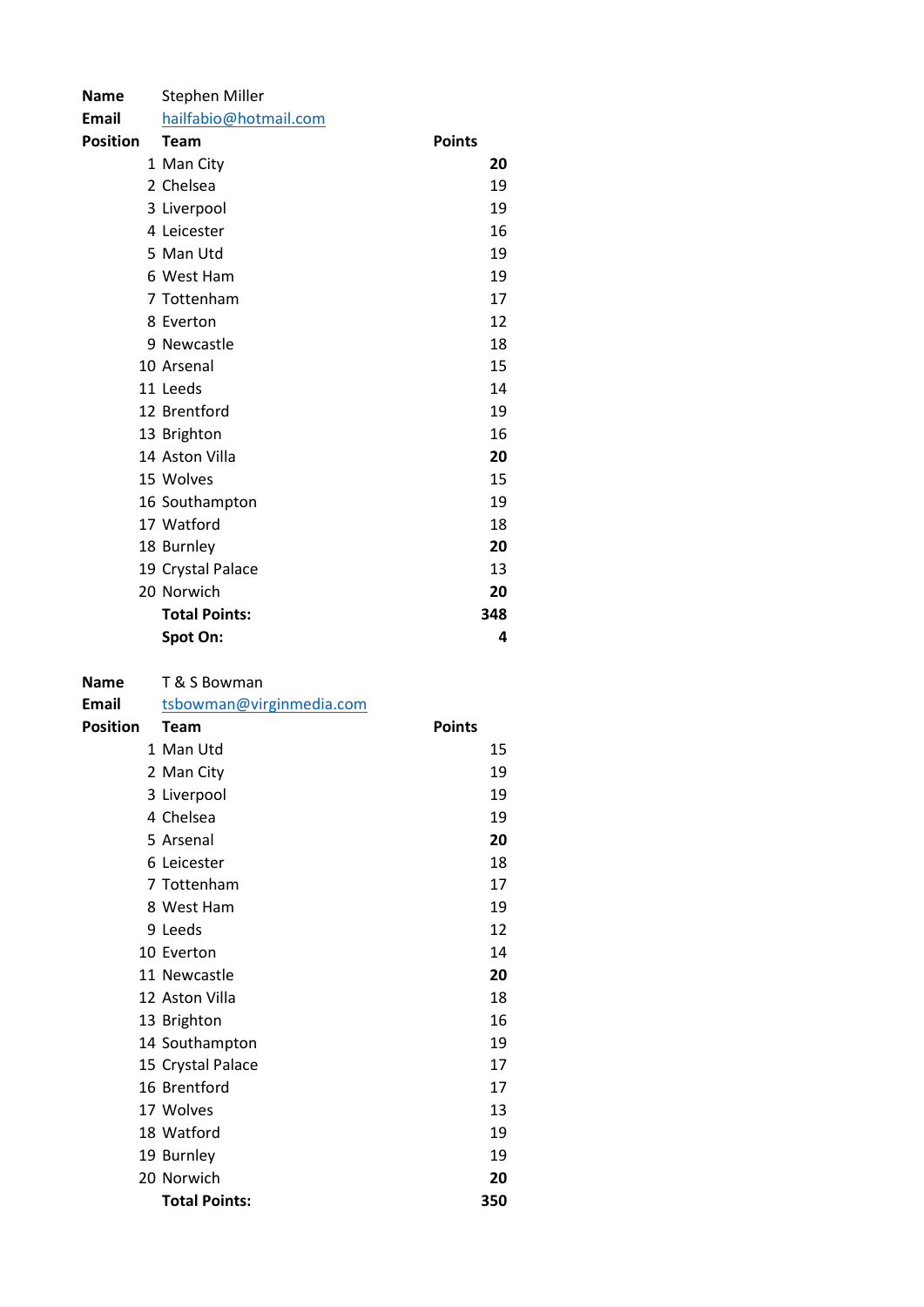**Name** Stephen Miller
**Email** hailfabio@hotmail.com

| Position | Team | Points |
|---|---|---|
| 1 | Man City | **20** |
| 2 | Chelsea | 19 |
| 3 | Liverpool | 19 |
| 4 | Leicester | 16 |
| 5 | Man Utd | 19 |
| 6 | West Ham | 19 |
| 7 | Tottenham | 17 |
| 8 | Everton | 12 |
| 9 | Newcastle | 18 |
| 10 | Arsenal | 15 |
| 11 | Leeds | 14 |
| 12 | Brentford | 19 |
| 13 | Brighton | 16 |
| 14 | Aston Villa | **20** |
| 15 | Wolves | 15 |
| 16 | Southampton | 19 |
| 17 | Watford | 18 |
| 18 | Burnley | **20** |
| 19 | Crystal Palace | 13 |
| 20 | Norwich | **20** |
| | **Total Points:** | **348** |
| | **Spot On:** | **4** |

**Name** T & S Bowman
**Email** tsbowman@virginmedia.com

| Position | Team | Points |
|---|---|---|
| 1 | Man Utd | 15 |
| 2 | Man City | 19 |
| 3 | Liverpool | 19 |
| 4 | Chelsea | 19 |
| 5 | Arsenal | **20** |
| 6 | Leicester | 18 |
| 7 | Tottenham | 17 |
| 8 | West Ham | 19 |
| 9 | Leeds | 12 |
| 10 | Everton | 14 |
| 11 | Newcastle | **20** |
| 12 | Aston Villa | 18 |
| 13 | Brighton | 16 |
| 14 | Southampton | 19 |
| 15 | Crystal Palace | 17 |
| 16 | Brentford | 17 |
| 17 | Wolves | 13 |
| 18 | Watford | 19 |
| 19 | Burnley | 19 |
| 20 | Norwich | **20** |
| | **Total Points:** | **350** |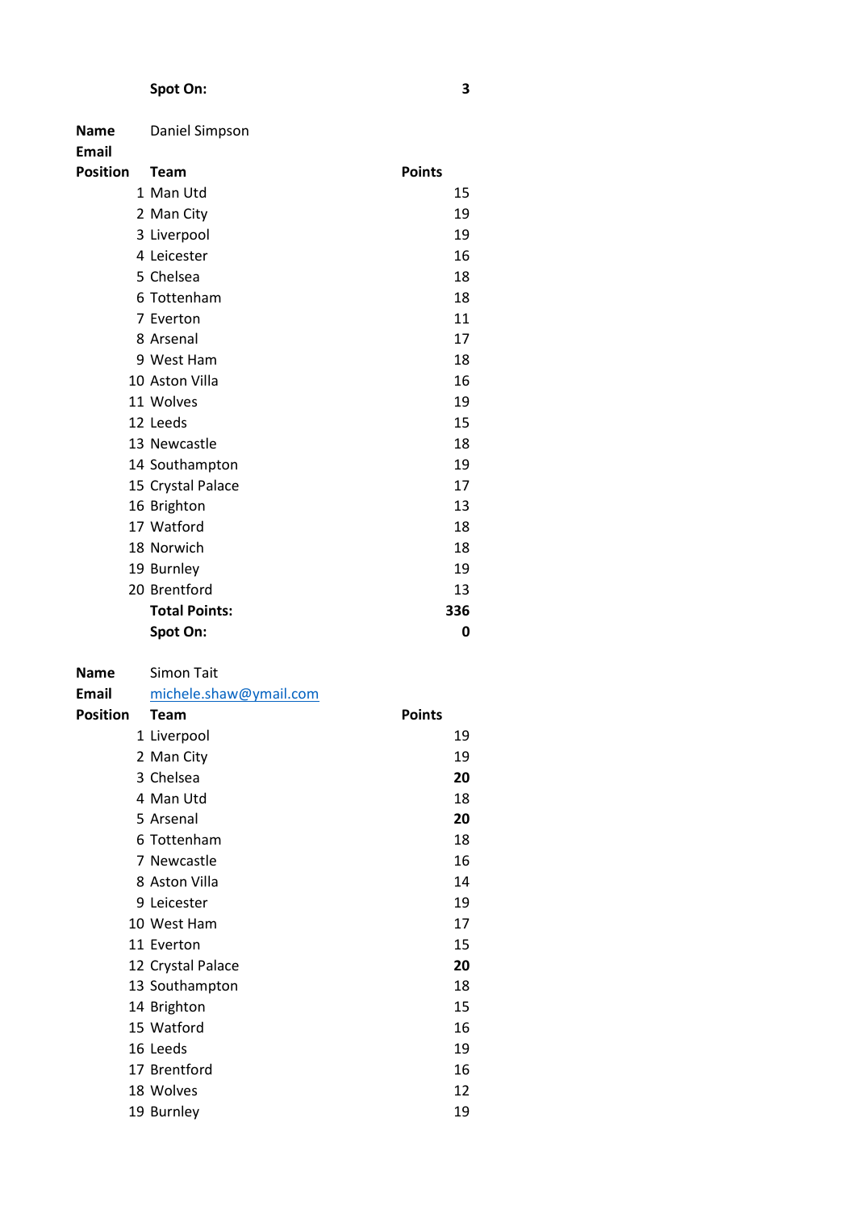| | **Spot On:** | **3** |
|---|---|---|

| **Name** | Daniel Simpson | |
|---|---|---|
| **Email** | | |
| **Position** | **Team** | **Points** |
| 1 | Man Utd | 15 |
| 2 | Man City | 19 |
| 3 | Liverpool | 19 |
| 4 | Leicester | 16 |
| 5 | Chelsea | 18 |
| 6 | Tottenham | 18 |
| 7 | Everton | 11 |
| 8 | Arsenal | 17 |
| 9 | West Ham | 18 |
| 10 | Aston Villa | 16 |
| 11 | Wolves | 19 |
| 12 | Leeds | 15 |
| 13 | Newcastle | 18 |
| 14 | Southampton | 19 |
| 15 | Crystal Palace | 17 |
| 16 | Brighton | 13 |
| 17 | Watford | 18 |
| 18 | Norwich | 18 |
| 19 | Burnley | 19 |
| 20 | Brentford | 13 |
| | **Total Points:** | **336** |
| | **Spot On:** | **0** |

| **Name** | Simon Tait | |
|---|---|---|
| **Email** | michele.shaw@ymail.com | |
| **Position** | **Team** | **Points** |
| 1 | Liverpool | 19 |
| 2 | Man City | 19 |
| 3 | Chelsea | **20** |
| 4 | Man Utd | 18 |
| 5 | Arsenal | **20** |
| 6 | Tottenham | 18 |
| 7 | Newcastle | 16 |
| 8 | Aston Villa | 14 |
| 9 | Leicester | 19 |
| 10 | West Ham | 17 |
| 11 | Everton | 15 |
| 12 | Crystal Palace | **20** |
| 13 | Southampton | 18 |
| 14 | Brighton | 15 |
| 15 | Watford | 16 |
| 16 | Leeds | 19 |
| 17 | Brentford | 16 |
| 18 | Wolves | 12 |
| 19 | Burnley | 19 |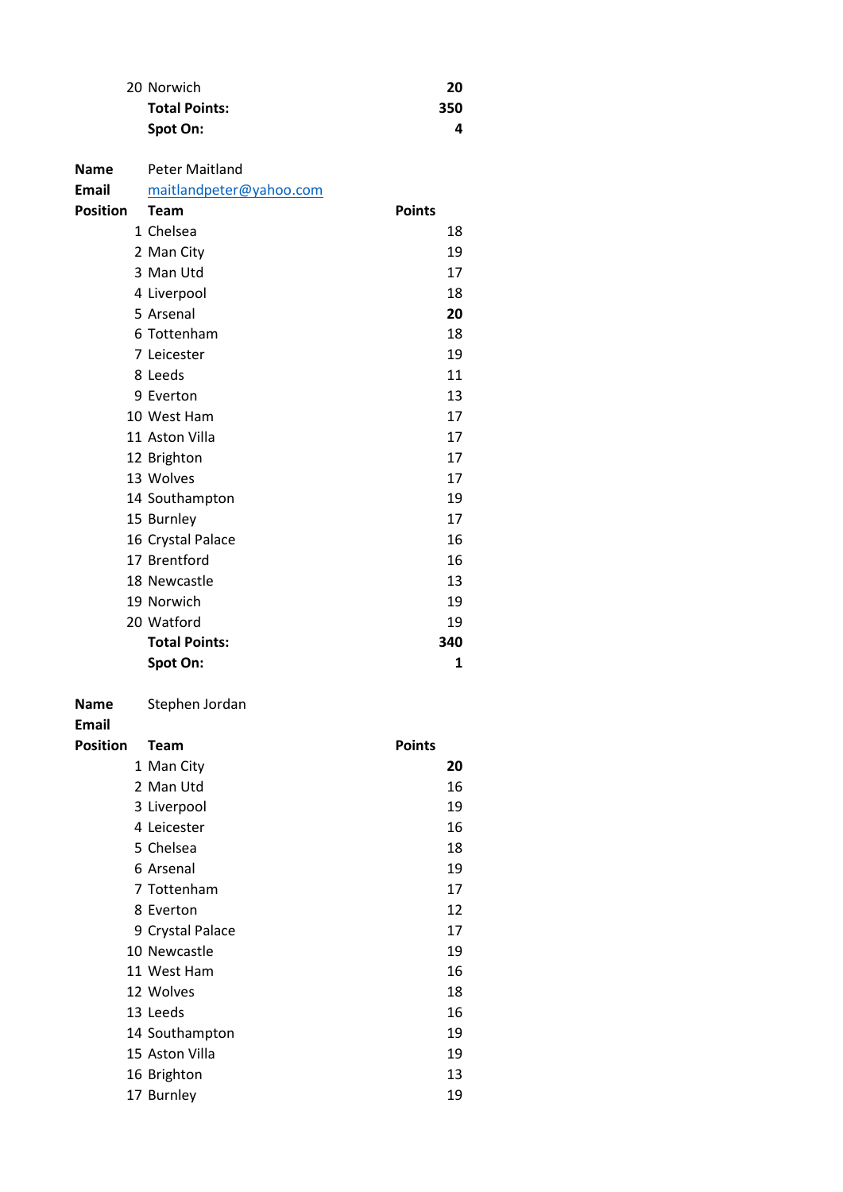| | | |
|---|---|---|
| 20 | Norwich | **20** |
| | **Total Points:** | **350** |
| | **Spot On:** | **4** |

| **Name** | Peter Maitland | |
|---|---|---|
| **Email** | [maitlandpeter@yahoo.com](mailto:maitlandpeter@yahoo.com) | |
| **Position** | **Team** | **Points** |
| 1 | Chelsea | 18 |
| 2 | Man City | 19 |
| 3 | Man Utd | 17 |
| 4 | Liverpool | 18 |
| 5 | Arsenal | **20** |
| 6 | Tottenham | 18 |
| 7 | Leicester | 19 |
| 8 | Leeds | 11 |
| 9 | Everton | 13 |
| 10 | West Ham | 17 |
| 11 | Aston Villa | 17 |
| 12 | Brighton | 17 |
| 13 | Wolves | 17 |
| 14 | Southampton | 19 |
| 15 | Burnley | 17 |
| 16 | Crystal Palace | 16 |
| 17 | Brentford | 16 |
| 18 | Newcastle | 13 |
| 19 | Norwich | 19 |
| 20 | Watford | 19 |
| | **Total Points:** | **340** |
| | **Spot On:** | **1** |

| **Name** | Stephen Jordan | |
|---|---|---|
| **Email** | | |
| **Position** | **Team** | **Points** |
| 1 | Man City | **20** |
| 2 | Man Utd | 16 |
| 3 | Liverpool | 19 |
| 4 | Leicester | 16 |
| 5 | Chelsea | 18 |
| 6 | Arsenal | 19 |
| 7 | Tottenham | 17 |
| 8 | Everton | 12 |
| 9 | Crystal Palace | 17 |
| 10 | Newcastle | 19 |
| 11 | West Ham | 16 |
| 12 | Wolves | 18 |
| 13 | Leeds | 16 |
| 14 | Southampton | 19 |
| 15 | Aston Villa | 19 |
| 16 | Brighton | 13 |
| 17 | Burnley | 19 |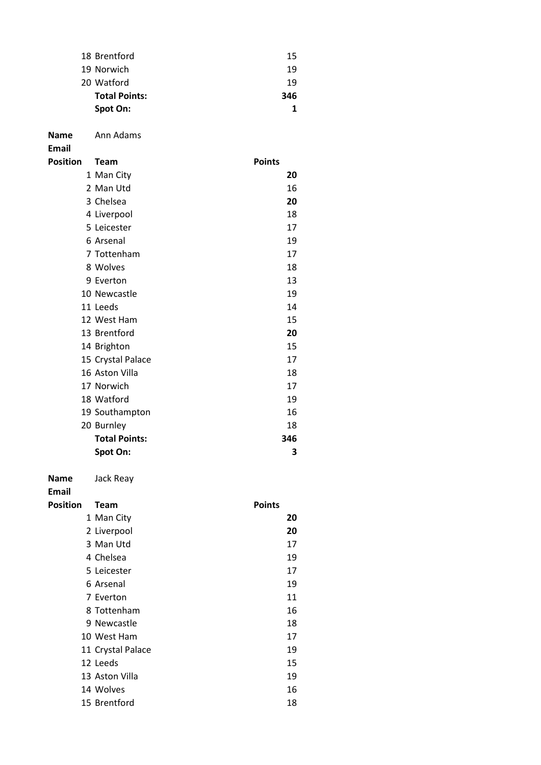| Position | Team | Points |
|---|---|---|
| 18 | Brentford | 15 |
| 19 | Norwich | 19 |
| 20 | Watford | 19 |
| | **Total Points:** | **346** |
| | **Spot On:** | **1** |

**Name** Ann Adams
**Email**

| Position | Team | Points |
|---|---|---|
| 1 | Man City | **20** |
| 2 | Man Utd | 16 |
| 3 | Chelsea | **20** |
| 4 | Liverpool | 18 |
| 5 | Leicester | 17 |
| 6 | Arsenal | 19 |
| 7 | Tottenham | 17 |
| 8 | Wolves | 18 |
| 9 | Everton | 13 |
| 10 | Newcastle | 19 |
| 11 | Leeds | 14 |
| 12 | West Ham | 15 |
| 13 | Brentford | **20** |
| 14 | Brighton | 15 |
| 15 | Crystal Palace | 17 |
| 16 | Aston Villa | 18 |
| 17 | Norwich | 17 |
| 18 | Watford | 19 |
| 19 | Southampton | 16 |
| 20 | Burnley | 18 |
| | **Total Points:** | **346** |
| | **Spot On:** | **3** |

**Name** Jack Reay
**Email**

| Position | Team | Points |
|---|---|---|
| 1 | Man City | **20** |
| 2 | Liverpool | **20** |
| 3 | Man Utd | 17 |
| 4 | Chelsea | 19 |
| 5 | Leicester | 17 |
| 6 | Arsenal | 19 |
| 7 | Everton | 11 |
| 8 | Tottenham | 16 |
| 9 | Newcastle | 18 |
| 10 | West Ham | 17 |
| 11 | Crystal Palace | 19 |
| 12 | Leeds | 15 |
| 13 | Aston Villa | 19 |
| 14 | Wolves | 16 |
| 15 | Brentford | 18 |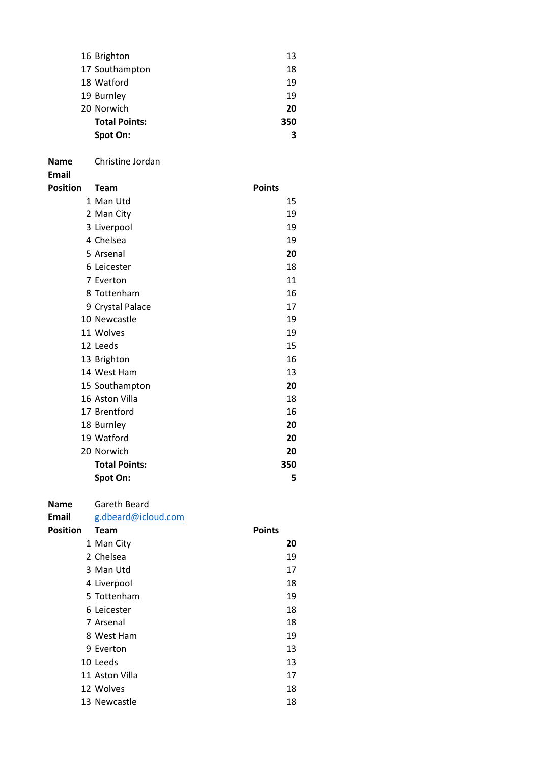| Position | Team | Points |
|---|---|---|
| 16 | Brighton | 13 |
| 17 | Southampton | 18 |
| 18 | Watford | 19 |
| 19 | Burnley | 19 |
| 20 | Norwich | **20** |
| | **Total Points:** | **350** |
| | **Spot On:** | **3** |

**Name** Christine Jordan

**Email**

| Position | Team | Points |
|---|---|---|
| 1 | Man Utd | 15 |
| 2 | Man City | 19 |
| 3 | Liverpool | 19 |
| 4 | Chelsea | 19 |
| 5 | Arsenal | **20** |
| 6 | Leicester | 18 |
| 7 | Everton | 11 |
| 8 | Tottenham | 16 |
| 9 | Crystal Palace | 17 |
| 10 | Newcastle | 19 |
| 11 | Wolves | 19 |
| 12 | Leeds | 15 |
| 13 | Brighton | 16 |
| 14 | West Ham | 13 |
| 15 | Southampton | **20** |
| 16 | Aston Villa | 18 |
| 17 | Brentford | 16 |
| 18 | Burnley | **20** |
| 19 | Watford | **20** |
| 20 | Norwich | **20** |
| | **Total Points:** | **350** |
| | **Spot On:** | **5** |

**Name** Gareth Beard

**Email** g.dbeard@icloud.com

| Position | Team | Points |
|---|---|---|
| 1 | Man City | **20** |
| 2 | Chelsea | 19 |
| 3 | Man Utd | 17 |
| 4 | Liverpool | 18 |
| 5 | Tottenham | 19 |
| 6 | Leicester | 18 |
| 7 | Arsenal | 18 |
| 8 | West Ham | 19 |
| 9 | Everton | 13 |
| 10 | Leeds | 13 |
| 11 | Aston Villa | 17 |
| 12 | Wolves | 18 |
| 13 | Newcastle | 18 |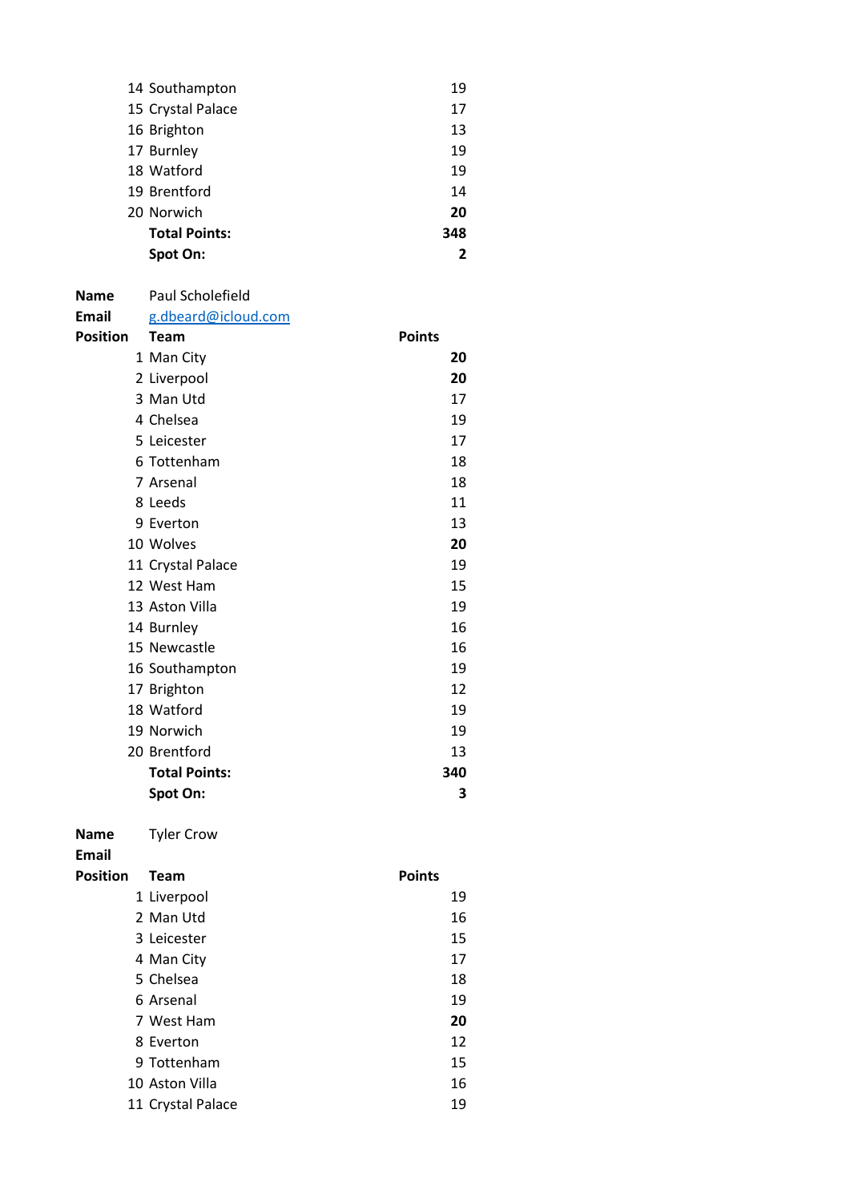| Position | Team | Points |
|---|---|---|
| 14 | Southampton | 19 |
| 15 | Crystal Palace | 17 |
| 16 | Brighton | 13 |
| 17 | Burnley | 19 |
| 18 | Watford | 19 |
| 19 | Brentford | 14 |
| 20 | Norwich | **20** |
| | **Total Points:** | **348** |
| | **Spot On:** | **2** |

**Name** Paul Scholefield
**Email** g.dbeard@icloud.com

| Position | Team | Points |
|---|---|---|
| 1 | Man City | **20** |
| 2 | Liverpool | **20** |
| 3 | Man Utd | 17 |
| 4 | Chelsea | 19 |
| 5 | Leicester | 17 |
| 6 | Tottenham | 18 |
| 7 | Arsenal | 18 |
| 8 | Leeds | 11 |
| 9 | Everton | 13 |
| 10 | Wolves | **20** |
| 11 | Crystal Palace | 19 |
| 12 | West Ham | 15 |
| 13 | Aston Villa | 19 |
| 14 | Burnley | 16 |
| 15 | Newcastle | 16 |
| 16 | Southampton | 19 |
| 17 | Brighton | 12 |
| 18 | Watford | 19 |
| 19 | Norwich | 19 |
| 20 | Brentford | 13 |
| | **Total Points:** | **340** |
| | **Spot On:** | **3** |

**Name** Tyler Crow
**Email**

| Position | Team | Points |
|---|---|---|
| 1 | Liverpool | 19 |
| 2 | Man Utd | 16 |
| 3 | Leicester | 15 |
| 4 | Man City | 17 |
| 5 | Chelsea | 18 |
| 6 | Arsenal | 19 |
| 7 | West Ham | **20** |
| 8 | Everton | 12 |
| 9 | Tottenham | 15 |
| 10 | Aston Villa | 16 |
| 11 | Crystal Palace | 19 |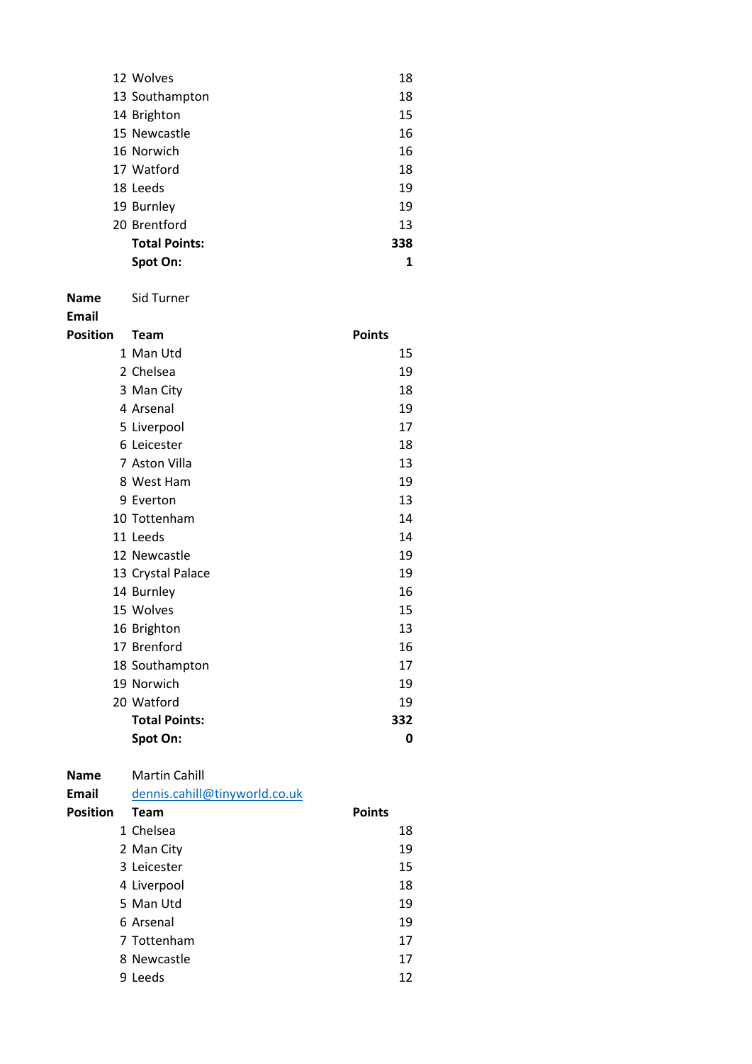| Position | Team | Points |
|---|---|---|
| 12 | Wolves | 18 |
| 13 | Southampton | 18 |
| 14 | Brighton | 15 |
| 15 | Newcastle | 16 |
| 16 | Norwich | 16 |
| 17 | Watford | 18 |
| 18 | Leeds | 19 |
| 19 | Burnley | 19 |
| 20 | Brentford | 13 |
| | **Total Points:** | **338** |
| | **Spot On:** | **1** |

**Name** Sid Turner

**Email**

| Position | Team | Points |
|---|---|---|
| 1 | Man Utd | 15 |
| 2 | Chelsea | 19 |
| 3 | Man City | 18 |
| 4 | Arsenal | 19 |
| 5 | Liverpool | 17 |
| 6 | Leicester | 18 |
| 7 | Aston Villa | 13 |
| 8 | West Ham | 19 |
| 9 | Everton | 13 |
| 10 | Tottenham | 14 |
| 11 | Leeds | 14 |
| 12 | Newcastle | 19 |
| 13 | Crystal Palace | 19 |
| 14 | Burnley | 16 |
| 15 | Wolves | 15 |
| 16 | Brighton | 13 |
| 17 | Brenford | 16 |
| 18 | Southampton | 17 |
| 19 | Norwich | 19 |
| 20 | Watford | 19 |
| | **Total Points:** | **332** |
| | **Spot On:** | **0** |

**Name** Martin Cahill

**Email** dennis.cahill@tinyworld.co.uk

| Position | Team | Points |
|---|---|---|
| 1 | Chelsea | 18 |
| 2 | Man City | 19 |
| 3 | Leicester | 15 |
| 4 | Liverpool | 18 |
| 5 | Man Utd | 19 |
| 6 | Arsenal | 19 |
| 7 | Tottenham | 17 |
| 8 | Newcastle | 17 |
| 9 | Leeds | 12 |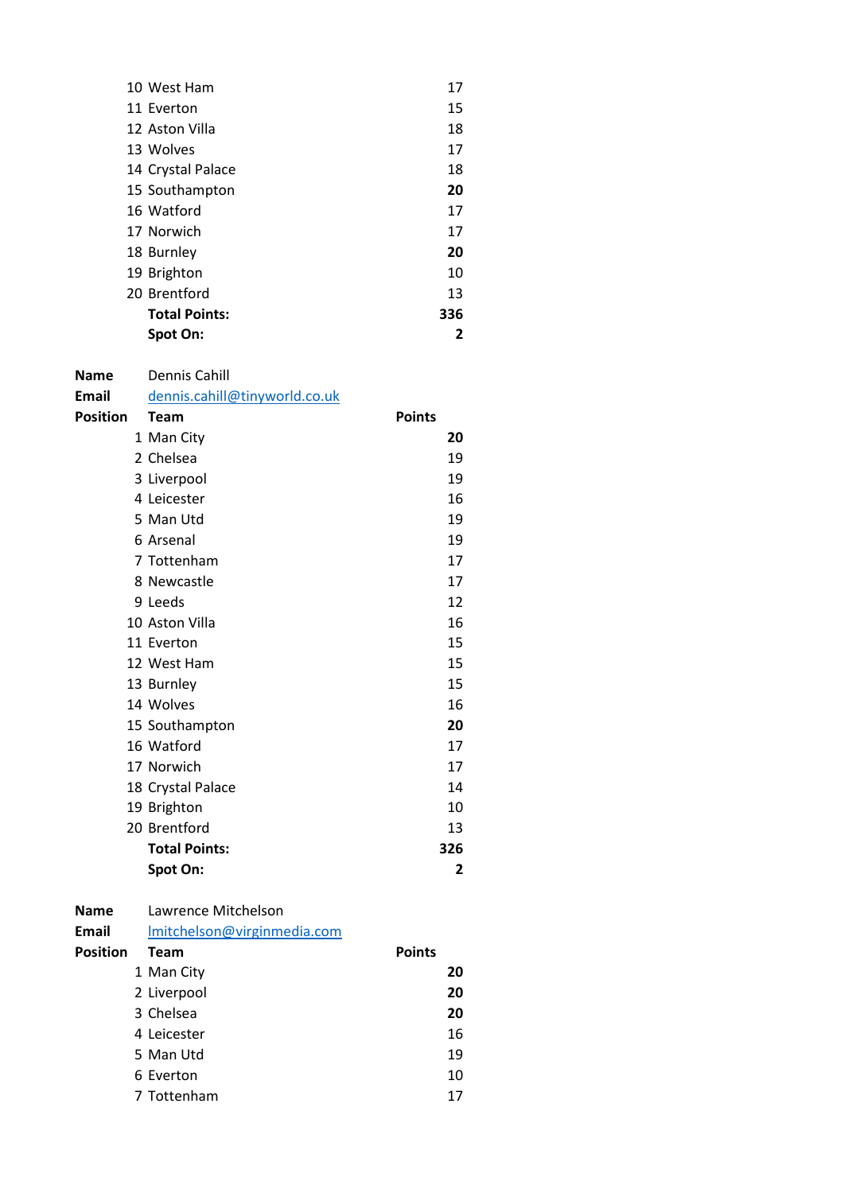| Position | Team | Points |
|---|---|---|
| 10 | West Ham | 17 |
| 11 | Everton | 15 |
| 12 | Aston Villa | 18 |
| 13 | Wolves | 17 |
| 14 | Crystal Palace | 18 |
| 15 | Southampton | **20** |
| 16 | Watford | 17 |
| 17 | Norwich | 17 |
| 18 | Burnley | **20** |
| 19 | Brighton | 10 |
| 20 | Brentford | 13 |
| | **Total Points:** | **336** |
| | **Spot On:** | **2** |

**Name** Dennis Cahill

**Email** dennis.cahill@tinyworld.co.uk

| Position | Team | Points |
|---|---|---|
| 1 | Man City | **20** |
| 2 | Chelsea | 19 |
| 3 | Liverpool | 19 |
| 4 | Leicester | 16 |
| 5 | Man Utd | 19 |
| 6 | Arsenal | 19 |
| 7 | Tottenham | 17 |
| 8 | Newcastle | 17 |
| 9 | Leeds | 12 |
| 10 | Aston Villa | 16 |
| 11 | Everton | 15 |
| 12 | West Ham | 15 |
| 13 | Burnley | 15 |
| 14 | Wolves | 16 |
| 15 | Southampton | **20** |
| 16 | Watford | 17 |
| 17 | Norwich | 17 |
| 18 | Crystal Palace | 14 |
| 19 | Brighton | 10 |
| 20 | Brentford | 13 |
| | **Total Points:** | **326** |
| | **Spot On:** | **2** |

**Name** Lawrence Mitchelson

**Email** lmitchelson@virginmedia.com

| Position | Team | Points |
|---|---|---|
| 1 | Man City | **20** |
| 2 | Liverpool | **20** |
| 3 | Chelsea | **20** |
| 4 | Leicester | 16 |
| 5 | Man Utd | 19 |
| 6 | Everton | 10 |
| 7 | Tottenham | 17 |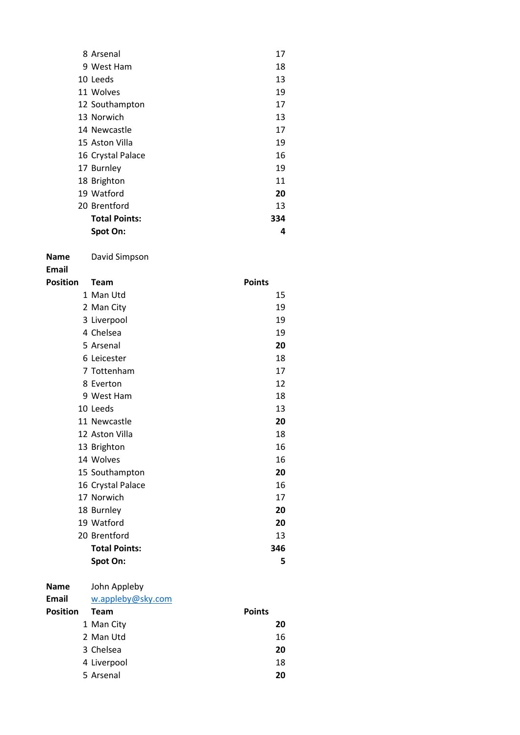| Position | Team | Points |
|---|---|---|
| 8 | Arsenal | 17 |
| 9 | West Ham | 18 |
| 10 | Leeds | 13 |
| 11 | Wolves | 19 |
| 12 | Southampton | 17 |
| 13 | Norwich | 13 |
| 14 | Newcastle | 17 |
| 15 | Aston Villa | 19 |
| 16 | Crystal Palace | 16 |
| 17 | Burnley | 19 |
| 18 | Brighton | 11 |
| 19 | Watford | **20** |
| 20 | Brentford | 13 |
| | **Total Points:** | **334** |
| | **Spot On:** | **4** |

**Name** David Simpson

**Email**

| Position | Team | Points |
|---|---|---|
| 1 | Man Utd | 15 |
| 2 | Man City | 19 |
| 3 | Liverpool | 19 |
| 4 | Chelsea | 19 |
| 5 | Arsenal | **20** |
| 6 | Leicester | 18 |
| 7 | Tottenham | 17 |
| 8 | Everton | 12 |
| 9 | West Ham | 18 |
| 10 | Leeds | 13 |
| 11 | Newcastle | **20** |
| 12 | Aston Villa | 18 |
| 13 | Brighton | 16 |
| 14 | Wolves | 16 |
| 15 | Southampton | **20** |
| 16 | Crystal Palace | 16 |
| 17 | Norwich | 17 |
| 18 | Burnley | **20** |
| 19 | Watford | **20** |
| 20 | Brentford | 13 |
| | **Total Points:** | **346** |
| | **Spot On:** | **5** |

**Name** John Appleby

**Email** w.appleby@sky.com

| Position | Team | Points |
|---|---|---|
| 1 | Man City | **20** |
| 2 | Man Utd | 16 |
| 3 | Chelsea | **20** |
| 4 | Liverpool | 18 |
| 5 | Arsenal | **20** |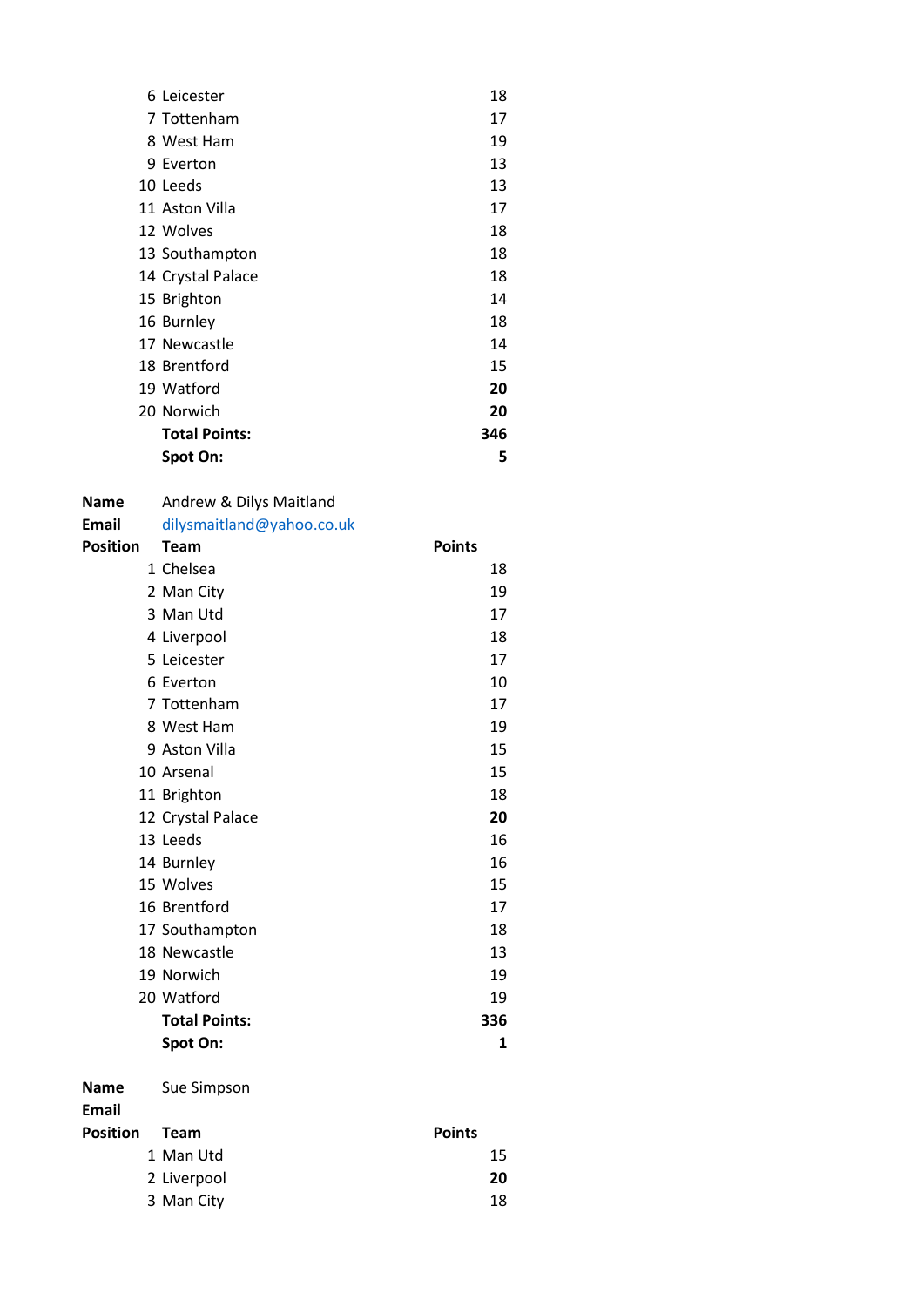| Position | Team | Points |
|---|---|---|
| 6 | Leicester | 18 |
| 7 | Tottenham | 17 |
| 8 | West Ham | 19 |
| 9 | Everton | 13 |
| 10 | Leeds | 13 |
| 11 | Aston Villa | 17 |
| 12 | Wolves | 18 |
| 13 | Southampton | 18 |
| 14 | Crystal Palace | 18 |
| 15 | Brighton | 14 |
| 16 | Burnley | 18 |
| 17 | Newcastle | 14 |
| 18 | Brentford | 15 |
| 19 | Watford | **20** |
| 20 | Norwich | **20** |
| | **Total Points:** | **346** |
| | **Spot On:** | **5** |

**Name** Andrew & Dilys Maitland
**Email** dilysmaitland@yahoo.co.uk

| Position | Team | Points |
|---|---|---|
| 1 | Chelsea | 18 |
| 2 | Man City | 19 |
| 3 | Man Utd | 17 |
| 4 | Liverpool | 18 |
| 5 | Leicester | 17 |
| 6 | Everton | 10 |
| 7 | Tottenham | 17 |
| 8 | West Ham | 19 |
| 9 | Aston Villa | 15 |
| 10 | Arsenal | 15 |
| 11 | Brighton | 18 |
| 12 | Crystal Palace | **20** |
| 13 | Leeds | 16 |
| 14 | Burnley | 16 |
| 15 | Wolves | 15 |
| 16 | Brentford | 17 |
| 17 | Southampton | 18 |
| 18 | Newcastle | 13 |
| 19 | Norwich | 19 |
| 20 | Watford | 19 |
| | **Total Points:** | **336** |
| | **Spot On:** | **1** |

**Name** Sue Simpson
**Email**

| Position | Team | Points |
|---|---|---|
| 1 | Man Utd | 15 |
| 2 | Liverpool | **20** |
| 3 | Man City | 18 |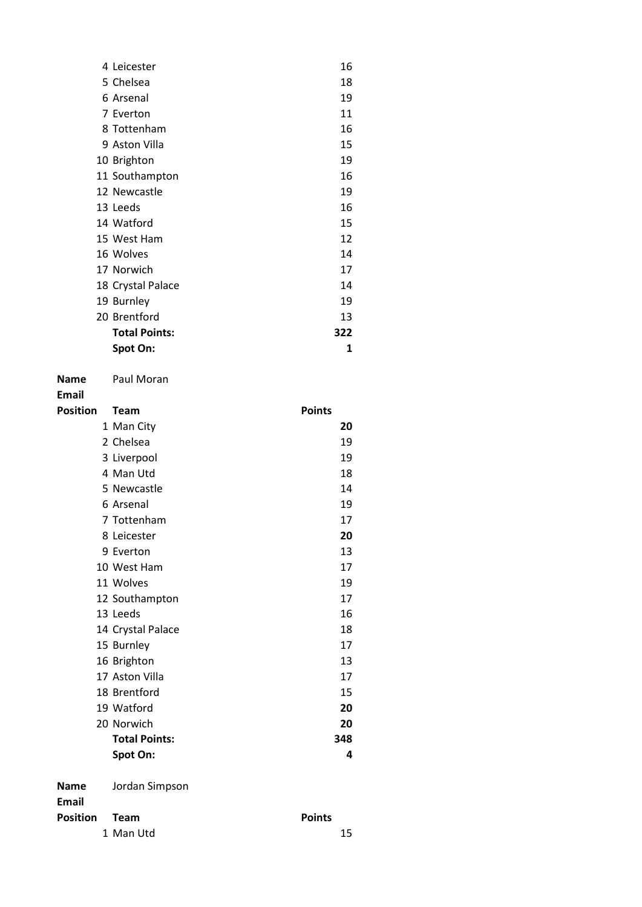| Position | Team | Points |
|---|---|---|
| 4 | Leicester | 16 |
| 5 | Chelsea | 18 |
| 6 | Arsenal | 19 |
| 7 | Everton | 11 |
| 8 | Tottenham | 16 |
| 9 | Aston Villa | 15 |
| 10 | Brighton | 19 |
| 11 | Southampton | 16 |
| 12 | Newcastle | 19 |
| 13 | Leeds | 16 |
| 14 | Watford | 15 |
| 15 | West Ham | 12 |
| 16 | Wolves | 14 |
| 17 | Norwich | 17 |
| 18 | Crystal Palace | 14 |
| 19 | Burnley | 19 |
| 20 | Brentford | 13 |
| | **Total Points:** | **322** |
| | **Spot On:** | **1** |

**Name** Paul Moran

**Email**

| Position | Team | Points |
|---|---|---|
| 1 | Man City | **20** |
| 2 | Chelsea | 19 |
| 3 | Liverpool | 19 |
| 4 | Man Utd | 18 |
| 5 | Newcastle | 14 |
| 6 | Arsenal | 19 |
| 7 | Tottenham | 17 |
| 8 | Leicester | **20** |
| 9 | Everton | 13 |
| 10 | West Ham | 17 |
| 11 | Wolves | 19 |
| 12 | Southampton | 17 |
| 13 | Leeds | 16 |
| 14 | Crystal Palace | 18 |
| 15 | Burnley | 17 |
| 16 | Brighton | 13 |
| 17 | Aston Villa | 17 |
| 18 | Brentford | 15 |
| 19 | Watford | **20** |
| 20 | Norwich | **20** |
| | **Total Points:** | **348** |
| | **Spot On:** | **4** |

**Name** Jordan Simpson

**Email**

| Position | Team | Points |
|---|---|---|
| 1 | Man Utd | 15 |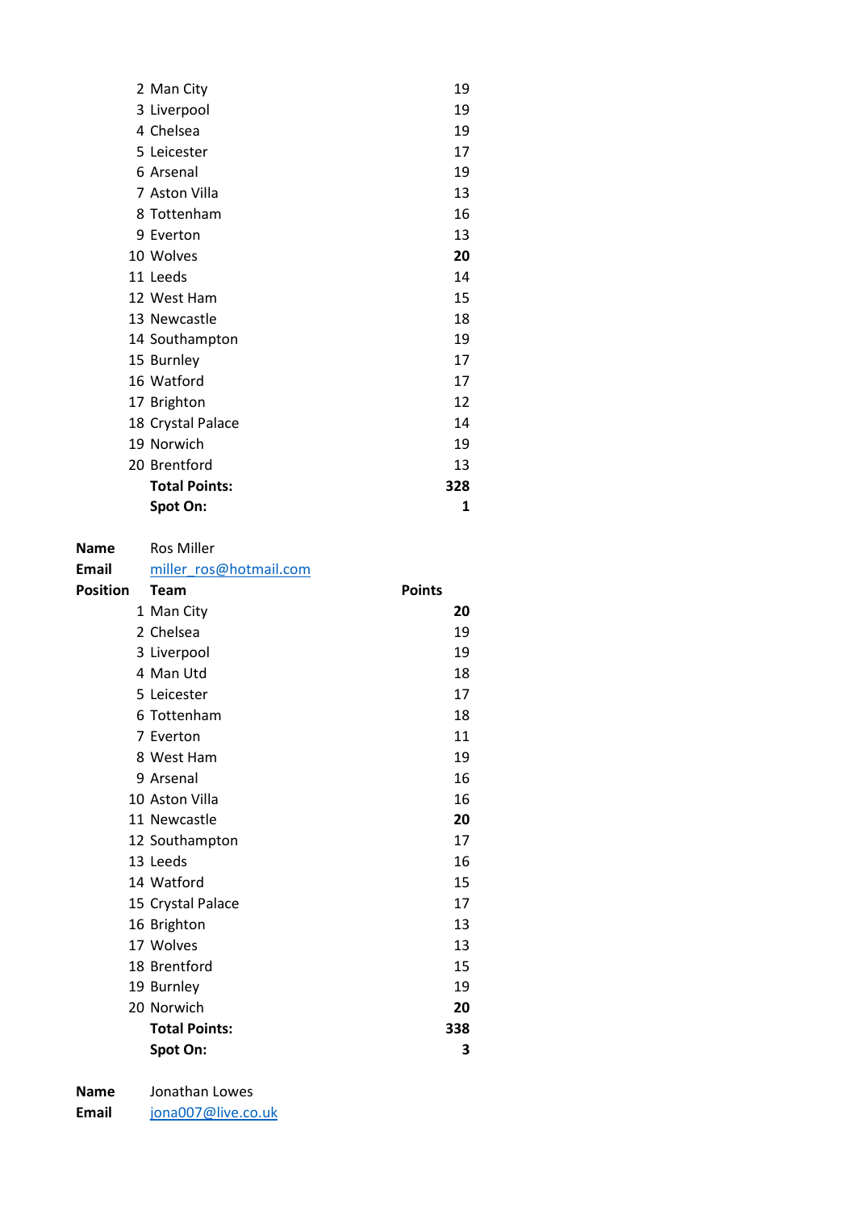| Position | Team | Points |
|---|---|---|
| 2 | Man City | 19 |
| 3 | Liverpool | 19 |
| 4 | Chelsea | 19 |
| 5 | Leicester | 17 |
| 6 | Arsenal | 19 |
| 7 | Aston Villa | 13 |
| 8 | Tottenham | 16 |
| 9 | Everton | 13 |
| 10 | Wolves | **20** |
| 11 | Leeds | 14 |
| 12 | West Ham | 15 |
| 13 | Newcastle | 18 |
| 14 | Southampton | 19 |
| 15 | Burnley | 17 |
| 16 | Watford | 17 |
| 17 | Brighton | 12 |
| 18 | Crystal Palace | 14 |
| 19 | Norwich | 19 |
| 20 | Brentford | 13 |
| | **Total Points:** | **328** |
| | **Spot On:** | **1** |

**Name** Ros Miller
**Email** miller_ros@hotmail.com

| Position | Team | Points |
|---|---|---|
| 1 | Man City | **20** |
| 2 | Chelsea | 19 |
| 3 | Liverpool | 19 |
| 4 | Man Utd | 18 |
| 5 | Leicester | 17 |
| 6 | Tottenham | 18 |
| 7 | Everton | 11 |
| 8 | West Ham | 19 |
| 9 | Arsenal | 16 |
| 10 | Aston Villa | 16 |
| 11 | Newcastle | **20** |
| 12 | Southampton | 17 |
| 13 | Leeds | 16 |
| 14 | Watford | 15 |
| 15 | Crystal Palace | 17 |
| 16 | Brighton | 13 |
| 17 | Wolves | 13 |
| 18 | Brentford | 15 |
| 19 | Burnley | 19 |
| 20 | Norwich | **20** |
| | **Total Points:** | **338** |
| | **Spot On:** | **3** |

**Name** Jonathan Lowes
**Email** jona007@live.co.uk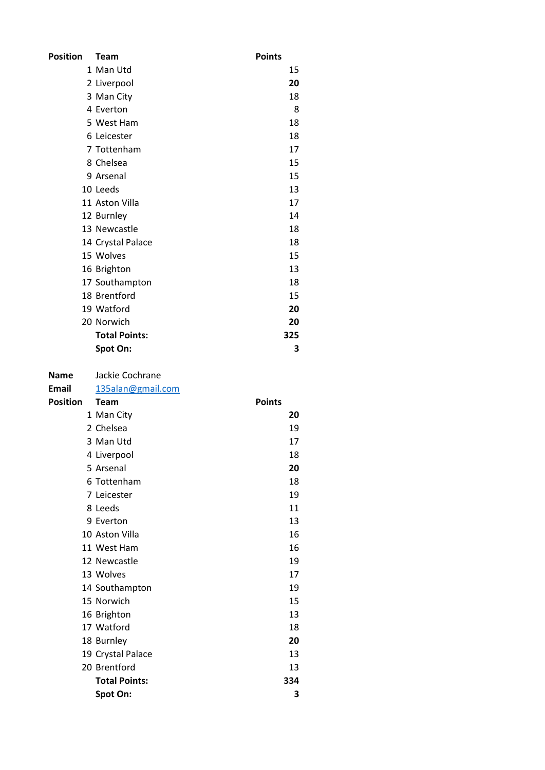| Position | Team | Points |
|---|---|---|
| 1 | Man Utd | 15 |
| 2 | Liverpool | **20** |
| 3 | Man City | 18 |
| 4 | Everton | 8 |
| 5 | West Ham | 18 |
| 6 | Leicester | 18 |
| 7 | Tottenham | 17 |
| 8 | Chelsea | 15 |
| 9 | Arsenal | 15 |
| 10 | Leeds | 13 |
| 11 | Aston Villa | 17 |
| 12 | Burnley | 14 |
| 13 | Newcastle | 18 |
| 14 | Crystal Palace | 18 |
| 15 | Wolves | 15 |
| 16 | Brighton | 13 |
| 17 | Southampton | 18 |
| 18 | Brentford | 15 |
| 19 | Watford | **20** |
| 20 | Norwich | **20** |
| | **Total Points:** | **325** |
| | **Spot On:** | **3** |

**Name** Jackie Cochrane
**Email** 135alan@gmail.com

| Position | Team | Points |
|---|---|---|
| 1 | Man City | **20** |
| 2 | Chelsea | 19 |
| 3 | Man Utd | 17 |
| 4 | Liverpool | 18 |
| 5 | Arsenal | **20** |
| 6 | Tottenham | 18 |
| 7 | Leicester | 19 |
| 8 | Leeds | 11 |
| 9 | Everton | 13 |
| 10 | Aston Villa | 16 |
| 11 | West Ham | 16 |
| 12 | Newcastle | 19 |
| 13 | Wolves | 17 |
| 14 | Southampton | 19 |
| 15 | Norwich | 15 |
| 16 | Brighton | 13 |
| 17 | Watford | 18 |
| 18 | Burnley | **20** |
| 19 | Crystal Palace | 13 |
| 20 | Brentford | 13 |
| | **Total Points:** | **334** |
| | **Spot On:** | **3** |